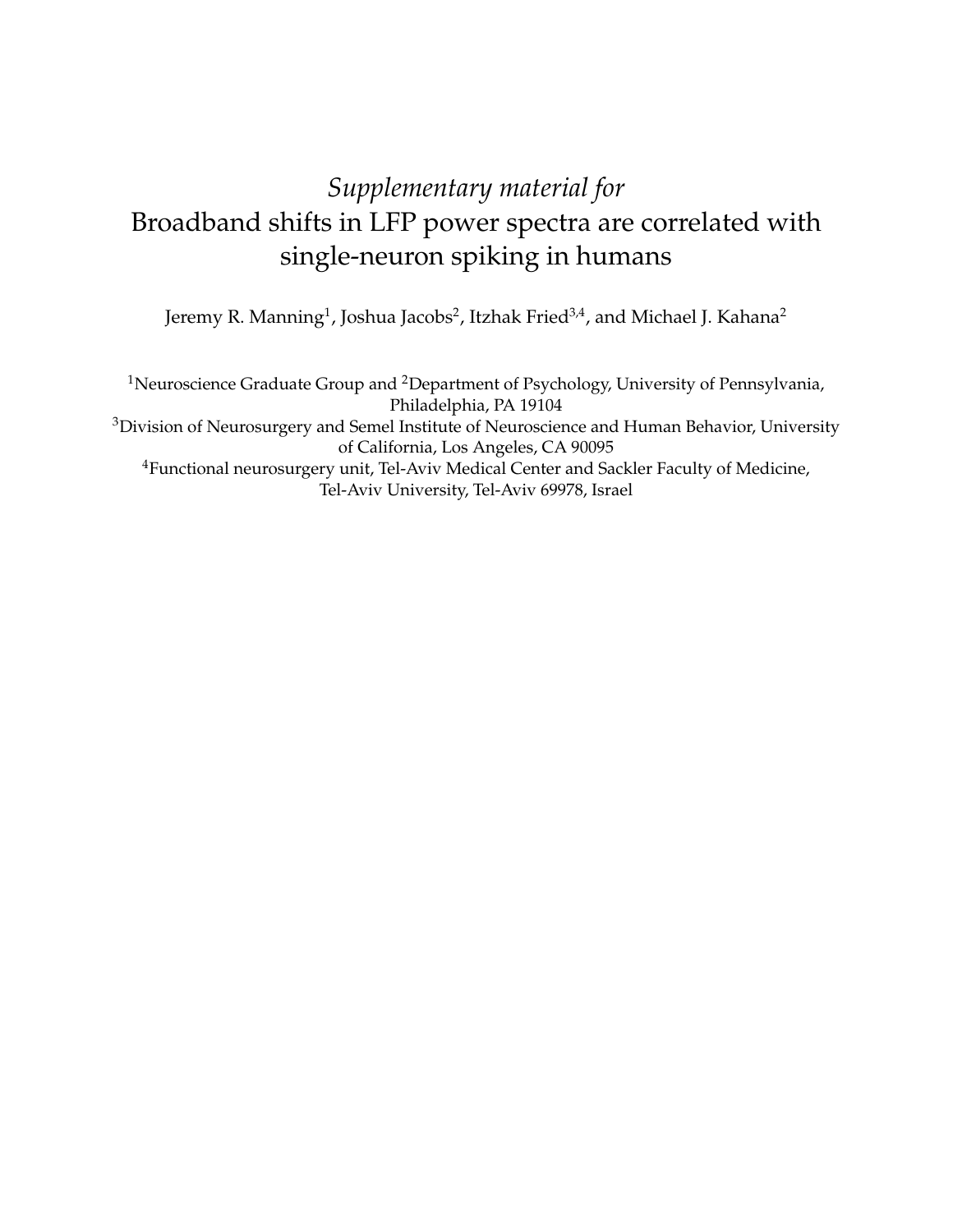# *Supplementary material for*
# Broadband shifts in LFP power spectra are correlated with single-neuron spiking in humans

Jeremy R. Manning[1], Joshua Jacobs[2], Itzhak Fried[3,4], and Michael J. Kahana[2]

[1]Neuroscience Graduate Group and [2]Department of Psychology, University of Pennsylvania, Philadelphia, PA 19104
[3]Division of Neurosurgery and Semel Institute of Neuroscience and Human Behavior, University of California, Los Angeles, CA 90095
[4]Functional neurosurgery unit, Tel-Aviv Medical Center and Sackler Faculty of Medicine, Tel-Aviv University, Tel-Aviv 69978, Israel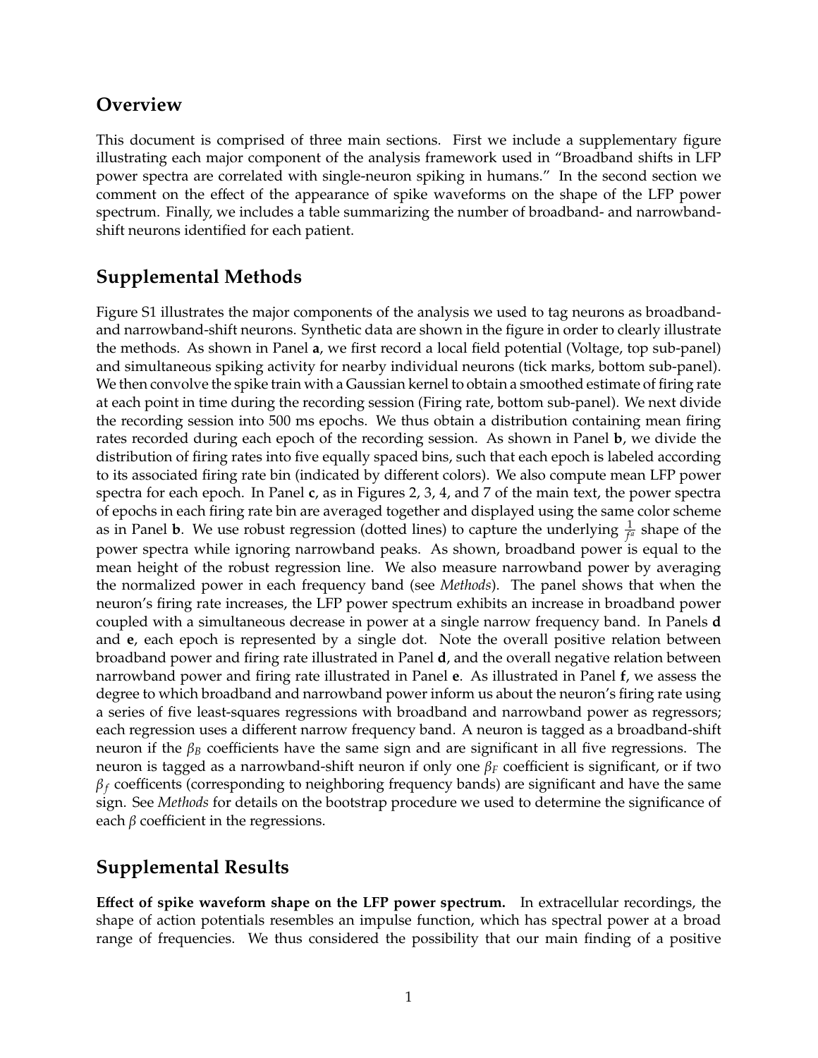## Overview

This document is comprised of three main sections. First we include a supplementary figure illustrating each major component of the analysis framework used in "Broadband shifts in LFP power spectra are correlated with single-neuron spiking in humans." In the second section we comment on the effect of the appearance of spike waveforms on the shape of the LFP power spectrum. Finally, we includes a table summarizing the number of broadband- and narrowband-shift neurons identified for each patient.

## Supplemental Methods

Figure S1 illustrates the major components of the analysis we used to tag neurons as broadband- and narrowband-shift neurons. Synthetic data are shown in the figure in order to clearly illustrate the methods. As shown in Panel **a**, we first record a local field potential (Voltage, top sub-panel) and simultaneous spiking activity for nearby individual neurons (tick marks, bottom sub-panel). We then convolve the spike train with a Gaussian kernel to obtain a smoothed estimate of firing rate at each point in time during the recording session (Firing rate, bottom sub-panel). We next divide the recording session into 500 ms epochs. We thus obtain a distribution containing mean firing rates recorded during each epoch of the recording session. As shown in Panel **b**, we divide the distribution of firing rates into five equally spaced bins, such that each epoch is labeled according to its associated firing rate bin (indicated by different colors). We also compute mean LFP power spectra for each epoch. In Panel **c**, as in Figures 2, 3, 4, and 7 of the main text, the power spectra of epochs in each firing rate bin are averaged together and displayed using the same color scheme as in Panel **b**. We use robust regression (dotted lines) to capture the underlying $\frac{1}{f^a}$ shape of the power spectra while ignoring narrowband peaks. As shown, broadband power is equal to the mean height of the robust regression line. We also measure narrowband power by averaging the normalized power in each frequency band (see *Methods*). The panel shows that when the neuron's firing rate increases, the LFP power spectrum exhibits an increase in broadband power coupled with a simultaneous decrease in power at a single narrow frequency band. In Panels **d** and **e**, each epoch is represented by a single dot. Note the overall positive relation between broadband power and firing rate illustrated in Panel **d**, and the overall negative relation between narrowband power and firing rate illustrated in Panel **e**. As illustrated in Panel **f**, we assess the degree to which broadband and narrowband power inform us about the neuron's firing rate using a series of five least-squares regressions with broadband and narrowband power as regressors; each regression uses a different narrow frequency band. A neuron is tagged as a broadband-shift neuron if the $\beta_B$ coefficients have the same sign and are significant in all five regressions. The neuron is tagged as a narrowband-shift neuron if only one $\beta_F$ coefficient is significant, or if two $\beta_f$ coefficents (corresponding to neighboring frequency bands) are significant and have the same sign. See *Methods* for details on the bootstrap procedure we used to determine the significance of each $\beta$ coefficient in the regressions.

## Supplemental Results

**Effect of spike waveform shape on the LFP power spectrum.** In extracellular recordings, the shape of action potentials resembles an impulse function, which has spectral power at a broad range of frequencies. We thus considered the possibility that our main finding of a positive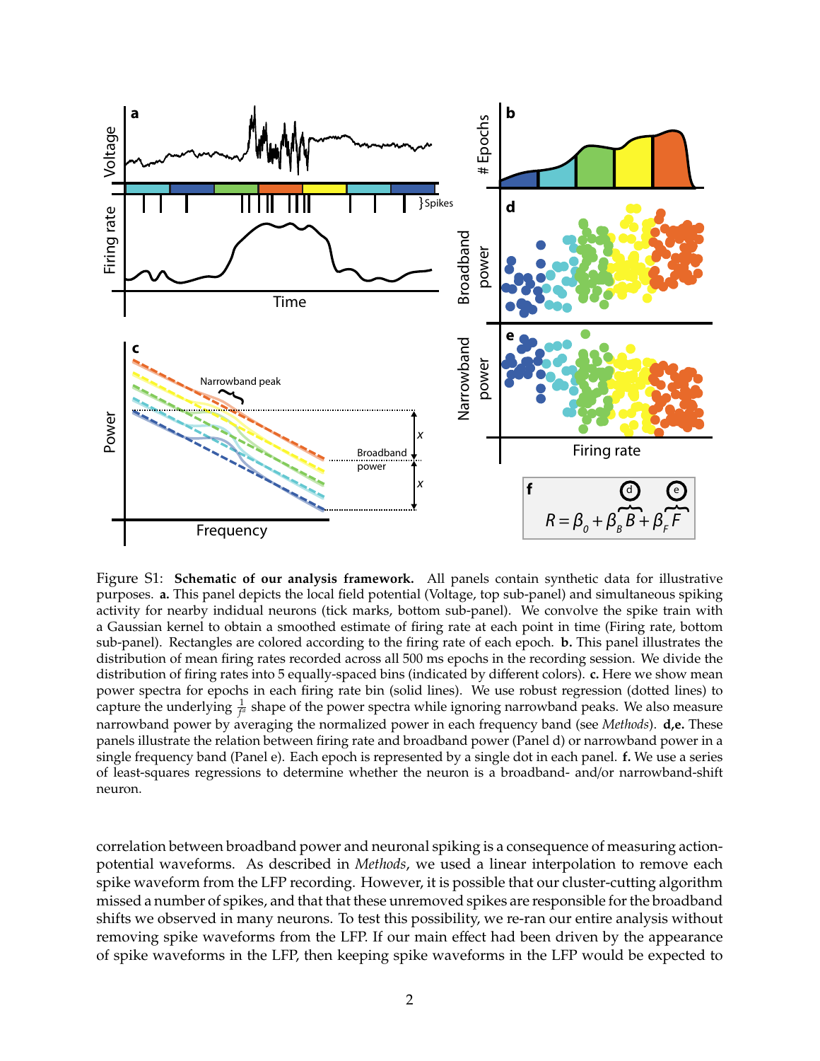Figure S1: **Schematic of our analysis framework.** All panels contain synthetic data for illustrative purposes. **a.** This panel depicts the local field potential (Voltage, top sub-panel) and simultaneous spiking activity for nearby indidual neurons (tick marks, bottom sub-panel). We convolve the spike train with a Gaussian kernel to obtain a smoothed estimate of firing rate at each point in time (Firing rate, bottom sub-panel). Rectangles are colored according to the firing rate of each epoch. **b.** This panel illustrates the distribution of mean firing rates recorded across all 500 ms epochs in the recording session. We divide the distribution of firing rates into 5 equally-spaced bins (indicated by different colors). **c.** Here we show mean power spectra for epochs in each firing rate bin (solid lines). We use robust regression (dotted lines) to capture the underlying $\frac{1}{f^{\alpha}}$ shape of the power spectra while ignoring narrowband peaks. We also measure narrowband power by averaging the normalized power in each frequency band (see *Methods*). **d,e.** These panels illustrate the relation between firing rate and broadband power (Panel d) or narrowband power in a single frequency band (Panel e). Each epoch is represented by a single dot in each panel. **f.** We use a series of least-squares regressions to determine whether the neuron is a broadband- and/or narrowband-shift neuron.

correlation between broadband power and neuronal spiking is a consequence of measuring action-potential waveforms. As described in *Methods*, we used a linear interpolation to remove each spike waveform from the LFP recording. However, it is possible that our cluster-cutting algorithm missed a number of spikes, and that that these unremoved spikes are responsible for the broadband shifts we observed in many neurons. To test this possibility, we re-ran our entire analysis without removing spike waveforms from the LFP. If our main effect had been driven by the appearance of spike waveforms in the LFP, then keeping spike waveforms in the LFP would be expected to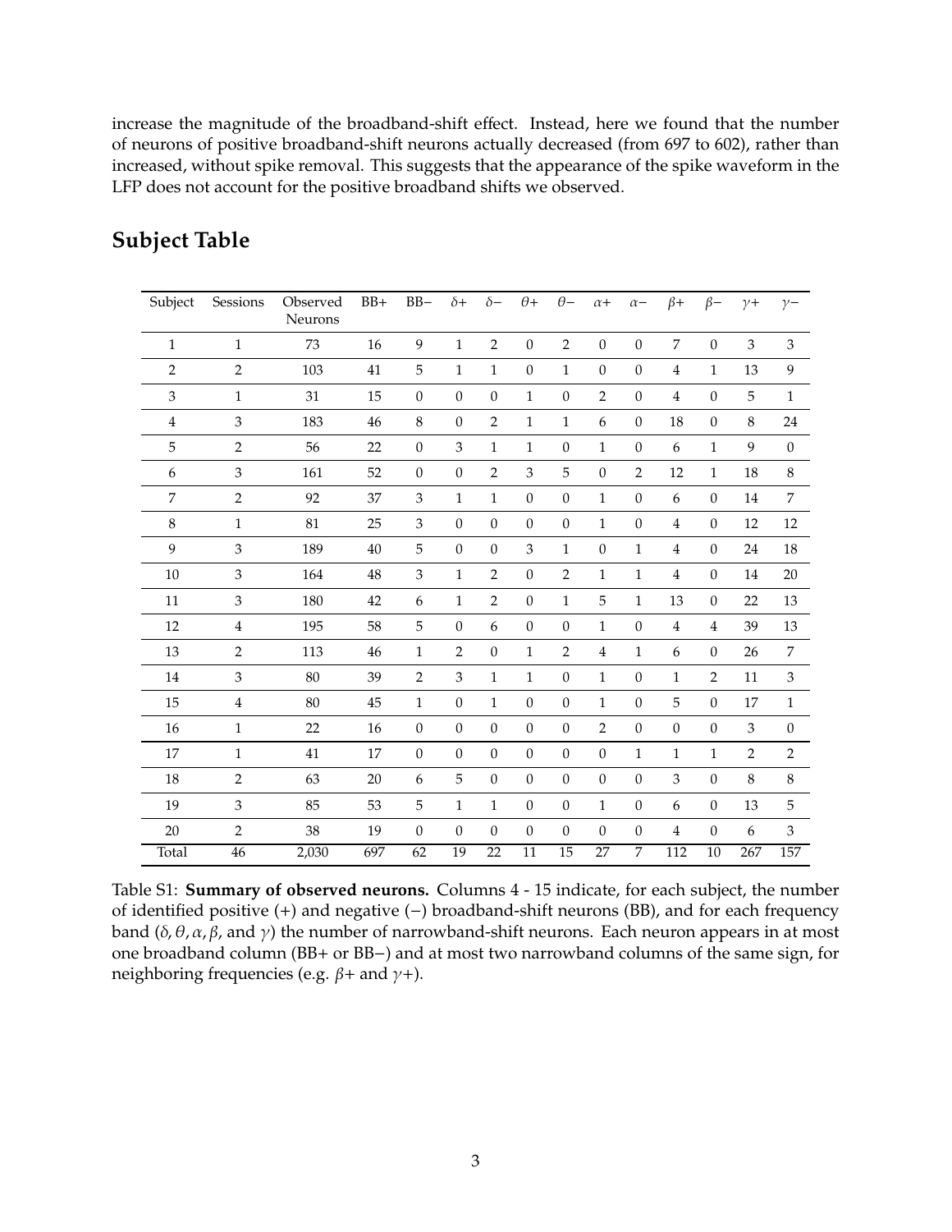increase the magnitude of the broadband-shift effect. Instead, here we found that the number of neurons of positive broadband-shift neurons actually decreased (from 697 to 602), rather than increased, without spike removal. This suggests that the appearance of the spike waveform in the LFP does not account for the positive broadband shifts we observed.

## Subject Table

| Subject | Sessions | Observed Neurons | BB+ | BB− | $\delta+$ | $\delta-$ | $\theta+$ | $\theta-$ | $\alpha+$ | $\alpha-$ | $\beta+$ | $\beta-$ | $\gamma+$ | $\gamma-$ |
|---|---|---|---|---|---|---|---|---|---|---|---|---|---|---|
| 1 | 1 | 73 | 16 | 9 | 1 | 2 | 0 | 2 | 0 | 0 | 7 | 0 | 3 | 3 |
| 2 | 2 | 103 | 41 | 5 | 1 | 1 | 0 | 1 | 0 | 0 | 4 | 1 | 13 | 9 |
| 3 | 1 | 31 | 15 | 0 | 0 | 0 | 1 | 0 | 2 | 0 | 4 | 0 | 5 | 1 |
| 4 | 3 | 183 | 46 | 8 | 0 | 2 | 1 | 1 | 6 | 0 | 18 | 0 | 8 | 24 |
| 5 | 2 | 56 | 22 | 0 | 3 | 1 | 1 | 0 | 1 | 0 | 6 | 1 | 9 | 0 |
| 6 | 3 | 161 | 52 | 0 | 0 | 2 | 3 | 5 | 0 | 2 | 12 | 1 | 18 | 8 |
| 7 | 2 | 92 | 37 | 3 | 1 | 1 | 0 | 0 | 1 | 0 | 6 | 0 | 14 | 7 |
| 8 | 1 | 81 | 25 | 3 | 0 | 0 | 0 | 0 | 1 | 0 | 4 | 0 | 12 | 12 |
| 9 | 3 | 189 | 40 | 5 | 0 | 0 | 3 | 1 | 0 | 1 | 4 | 0 | 24 | 18 |
| 10 | 3 | 164 | 48 | 3 | 1 | 2 | 0 | 2 | 1 | 1 | 4 | 0 | 14 | 20 |
| 11 | 3 | 180 | 42 | 6 | 1 | 2 | 0 | 1 | 5 | 1 | 13 | 0 | 22 | 13 |
| 12 | 4 | 195 | 58 | 5 | 0 | 6 | 0 | 0 | 1 | 0 | 4 | 4 | 39 | 13 |
| 13 | 2 | 113 | 46 | 1 | 2 | 0 | 1 | 2 | 4 | 1 | 6 | 0 | 26 | 7 |
| 14 | 3 | 80 | 39 | 2 | 3 | 1 | 1 | 0 | 1 | 0 | 1 | 2 | 11 | 3 |
| 15 | 4 | 80 | 45 | 1 | 0 | 1 | 0 | 0 | 1 | 0 | 5 | 0 | 17 | 1 |
| 16 | 1 | 22 | 16 | 0 | 0 | 0 | 0 | 0 | 2 | 0 | 0 | 0 | 3 | 0 |
| 17 | 1 | 41 | 17 | 0 | 0 | 0 | 0 | 0 | 0 | 1 | 1 | 1 | 2 | 2 |
| 18 | 2 | 63 | 20 | 6 | 5 | 0 | 0 | 0 | 0 | 0 | 3 | 0 | 8 | 8 |
| 19 | 3 | 85 | 53 | 5 | 1 | 1 | 0 | 0 | 1 | 0 | 6 | 0 | 13 | 5 |
| 20 | 2 | 38 | 19 | 0 | 0 | 0 | 0 | 0 | 0 | 0 | 4 | 0 | 6 | 3 |
| Total | 46 | 2,030 | 697 | 62 | 19 | 22 | 11 | 15 | 27 | 7 | 112 | 10 | 267 | 157 |

Table S1: **Summary of observed neurons.** Columns 4 - 15 indicate, for each subject, the number of identified positive (+) and negative (−) broadband-shift neurons (BB), and for each frequency band ($\delta, \theta, \alpha, \beta$, and $\gamma$) the number of narrowband-shift neurons. Each neuron appears in at most one broadband column (BB+ or BB−) and at most two narrowband columns of the same sign, for neighboring frequencies (e.g. $\beta+$ and $\gamma+$).